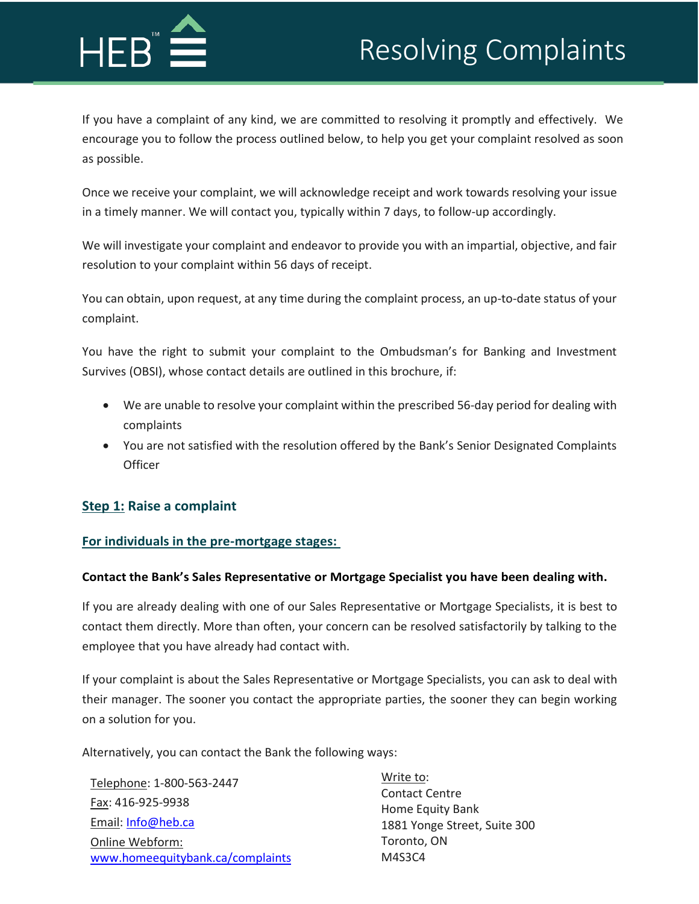# Resolving Complaints

If you have a complaint of any kind, we are committed to resolving it promptly and effectively. We encourage you to follow the process outlined below, to help you get your complaint resolved as soon as possible.

Once we receive your complaint, we will acknowledge receipt and work towards resolving your issue in a timely manner. We will contact you, typically within 7 days, to follow-up accordingly.

We will investigate your complaint and endeavor to provide you with an impartial, objective, and fair resolution to your complaint within 56 days of receipt.

You can obtain, upon request, at any time during the complaint process, an up-to-date status of your complaint.

You have the right to submit your complaint to the Ombudsman's for Banking and Investment Survives (OBSI), whose contact details are outlined in this brochure, if:

- We are unable to resolve your complaint within the prescribed 56-day period for dealing with complaints
- You are not satisfied with the resolution offered by the Bank's Senior Designated Complaints Officer

## Step 1: Raise a complaint

### For individuals in the pre-mortgage stages:

**Contact the Bank's Sales Representative or Mortgage Specialist you have been dealing with.**

If you are already dealing with one of our Sales Representative or Mortgage Specialists, it is best to contact them directly. More than often, your concern can be resolved satisfactorily by talking to the employee that you have already had contact with.

If your complaint is about the Sales Representative or Mortgage Specialists, you can ask to deal with their manager. The sooner you contact the appropriate parties, the sooner they can begin working on a solution for you.

Alternatively, you can contact the Bank the following ways:

Telephone: 1-800-563-2447
Fax: 416-925-9938
Email: Info@heb.ca
Online Webform: www.homeequitybank.ca/complaints

Write to:
Contact Centre
Home Equity Bank
1881 Yonge Street, Suite 300
Toronto, ON
M4S3C4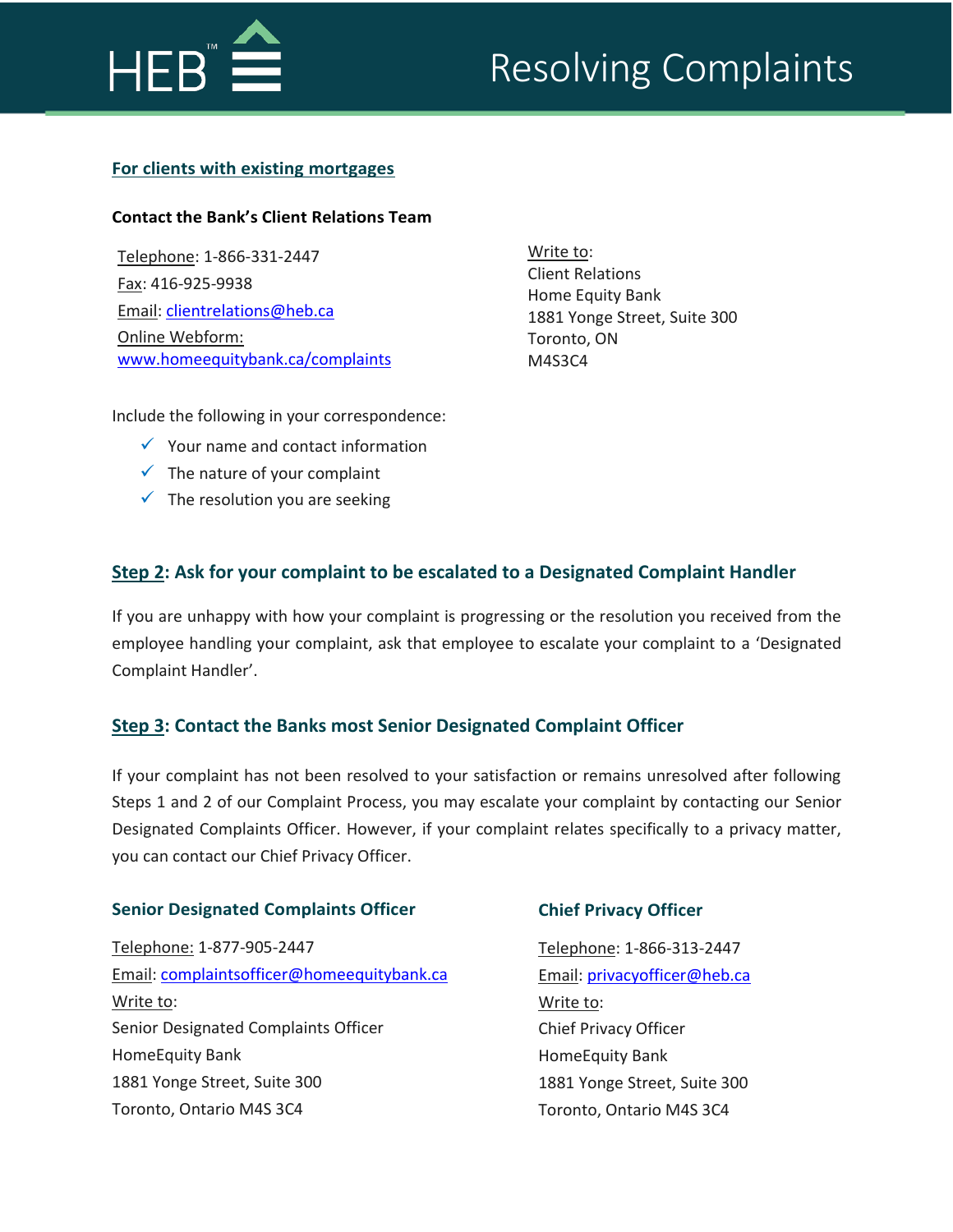# Resolving Complaints

## For clients with existing mortgages

**Contact the Bank's Client Relations Team**

Telephone: 1-866-331-2447
Fax: 416-925-9938
Email: clientrelations@heb.ca
Online Webform: www.homeequitybank.ca/complaints

Write to:
Client Relations
Home Equity Bank
1881 Yonge Street, Suite 300
Toronto, ON
M4S3C4

Include the following in your correspondence:

- ✓ Your name and contact information
- ✓ The nature of your complaint
- ✓ The resolution you are seeking

## Step 2: Ask for your complaint to be escalated to a Designated Complaint Handler

If you are unhappy with how your complaint is progressing or the resolution you received from the employee handling your complaint, ask that employee to escalate your complaint to a 'Designated Complaint Handler'.

## Step 3: Contact the Banks most Senior Designated Complaint Officer

If your complaint has not been resolved to your satisfaction or remains unresolved after following Steps 1 and 2 of our Complaint Process, you may escalate your complaint by contacting our Senior Designated Complaints Officer. However, if your complaint relates specifically to a privacy matter, you can contact our Chief Privacy Officer.

### Senior Designated Complaints Officer

Telephone: 1-877-905-2447
Email: complaintsofficer@homeequitybank.ca
Write to:
Senior Designated Complaints Officer
HomeEquity Bank
1881 Yonge Street, Suite 300
Toronto, Ontario M4S 3C4

### Chief Privacy Officer

Telephone: 1-866-313-2447
Email: privacyofficer@heb.ca
Write to:
Chief Privacy Officer
HomeEquity Bank
1881 Yonge Street, Suite 300
Toronto, Ontario M4S 3C4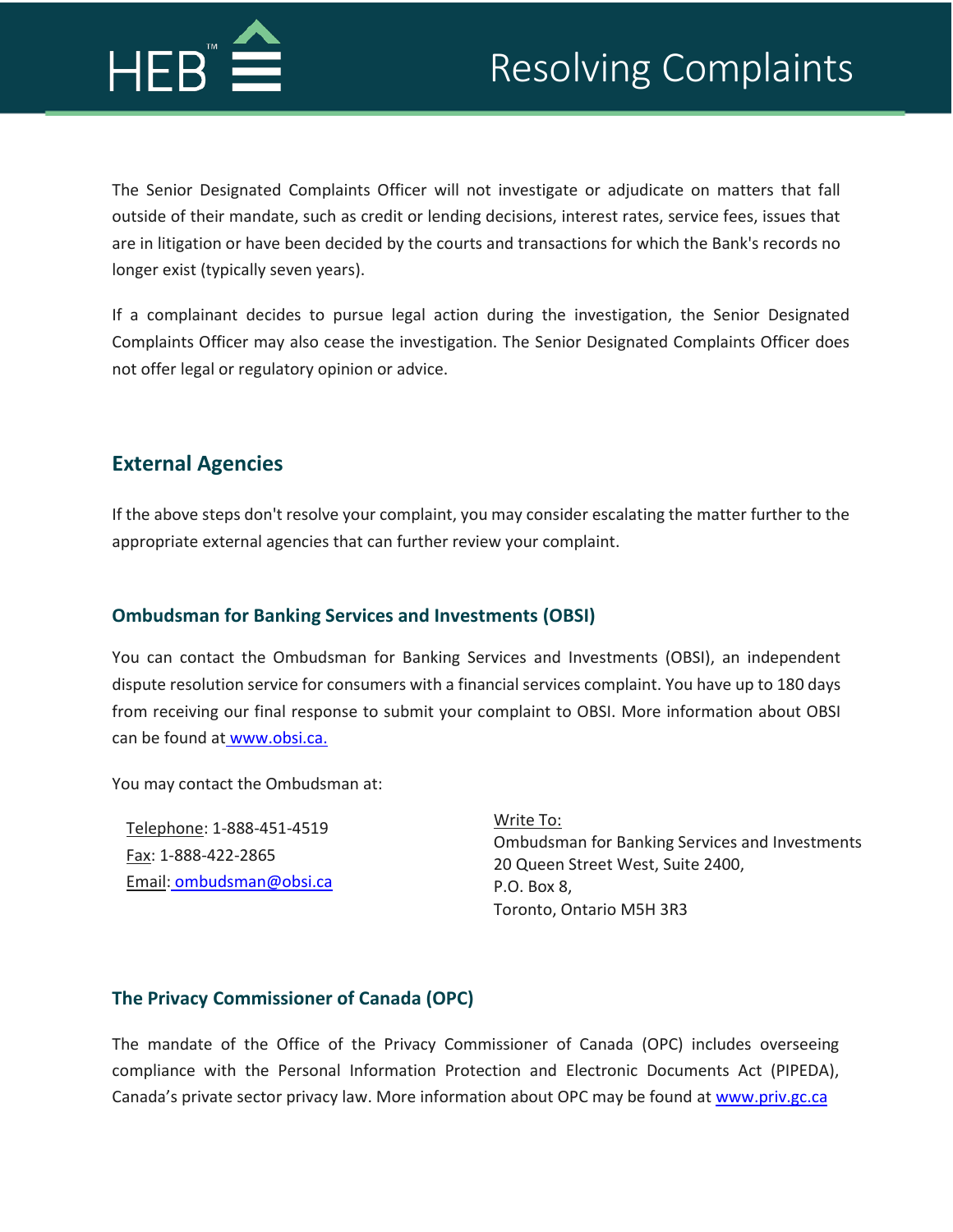The Senior Designated Complaints Officer will not investigate or adjudicate on matters that fall outside of their mandate, such as credit or lending decisions, interest rates, service fees, issues that are in litigation or have been decided by the courts and transactions for which the Bank's records no longer exist (typically seven years).

If a complainant decides to pursue legal action during the investigation, the Senior Designated Complaints Officer may also cease the investigation. The Senior Designated Complaints Officer does not offer legal or regulatory opinion or advice.

## External Agencies

If the above steps don't resolve your complaint, you may consider escalating the matter further to the appropriate external agencies that can further review your complaint.

### Ombudsman for Banking Services and Investments (OBSI)

You can contact the Ombudsman for Banking Services and Investments (OBSI), an independent dispute resolution service for consumers with a financial services complaint. You have up to 180 days from receiving our final response to submit your complaint to OBSI. More information about OBSI can be found at www.obsi.ca.

You may contact the Ombudsman at:

Telephone: 1-888-451-4519
Fax: 1-888-422-2865
Email: ombudsman@obsi.ca

Write To:
Ombudsman for Banking Services and Investments
20 Queen Street West, Suite 2400,
P.O. Box 8,
Toronto, Ontario M5H 3R3

### The Privacy Commissioner of Canada (OPC)

The mandate of the Office of the Privacy Commissioner of Canada (OPC) includes overseeing compliance with the Personal Information Protection and Electronic Documents Act (PIPEDA), Canada's private sector privacy law. More information about OPC may be found at www.priv.gc.ca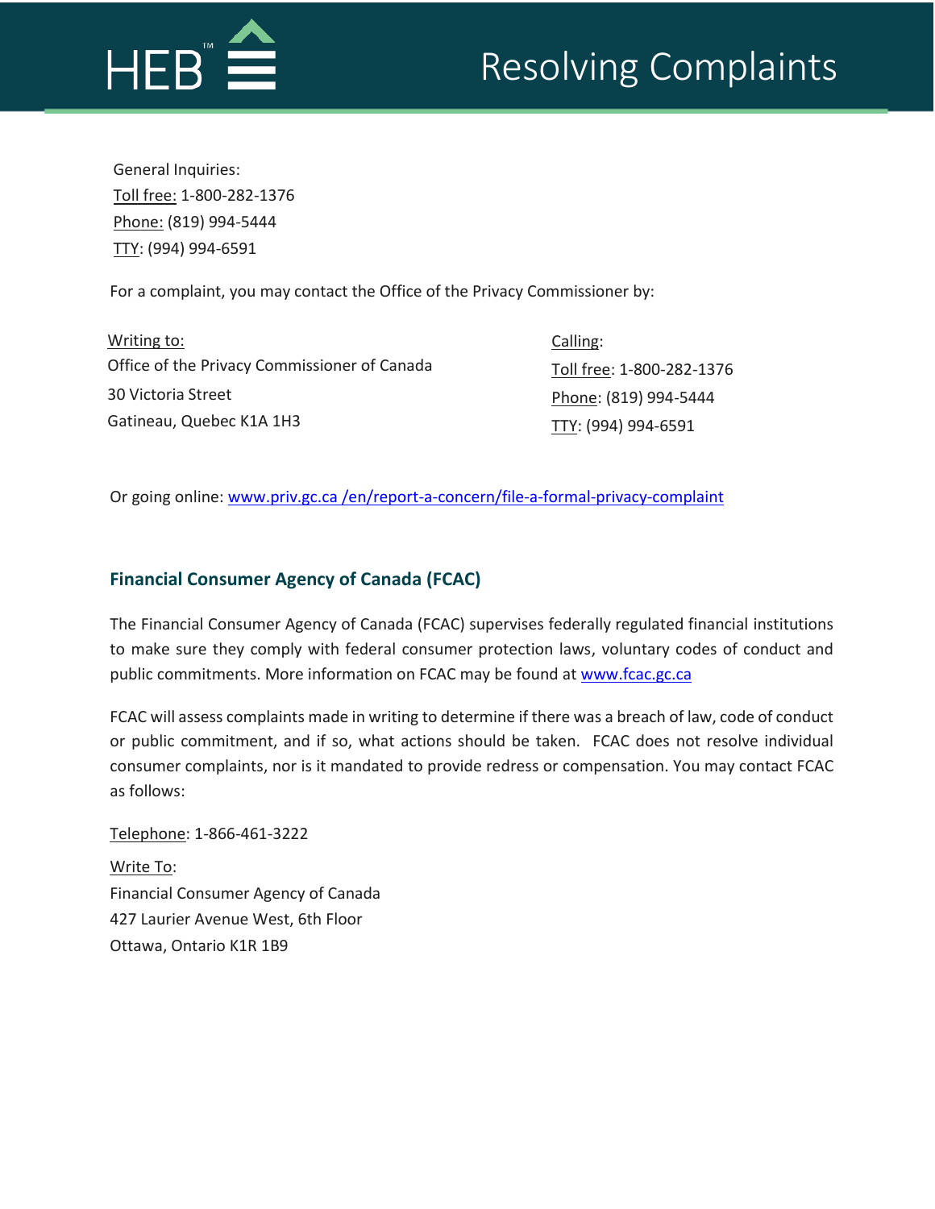General Inquiries:
Toll free: 1-800-282-1376
Phone: (819) 994-5444
TTY: (994) 994-6591

For a complaint, you may contact the Office of the Privacy Commissioner by:

Writing to:
Office of the Privacy Commissioner of Canada
30 Victoria Street
Gatineau, Quebec K1A 1H3

Calling:
Toll free: 1-800-282-1376
Phone: (819) 994-5444
TTY: (994) 994-6591

Or going online: www.priv.gc.ca /en/report-a-concern/file-a-formal-privacy-complaint

## Financial Consumer Agency of Canada (FCAC)

The Financial Consumer Agency of Canada (FCAC) supervises federally regulated financial institutions to make sure they comply with federal consumer protection laws, voluntary codes of conduct and public commitments. More information on FCAC may be found at www.fcac.gc.ca

FCAC will assess complaints made in writing to determine if there was a breach of law, code of conduct or public commitment, and if so, what actions should be taken. FCAC does not resolve individual consumer complaints, nor is it mandated to provide redress or compensation. You may contact FCAC as follows:

Telephone: 1-866-461-3222

Write To:
Financial Consumer Agency of Canada
427 Laurier Avenue West, 6th Floor
Ottawa, Ontario K1R 1B9